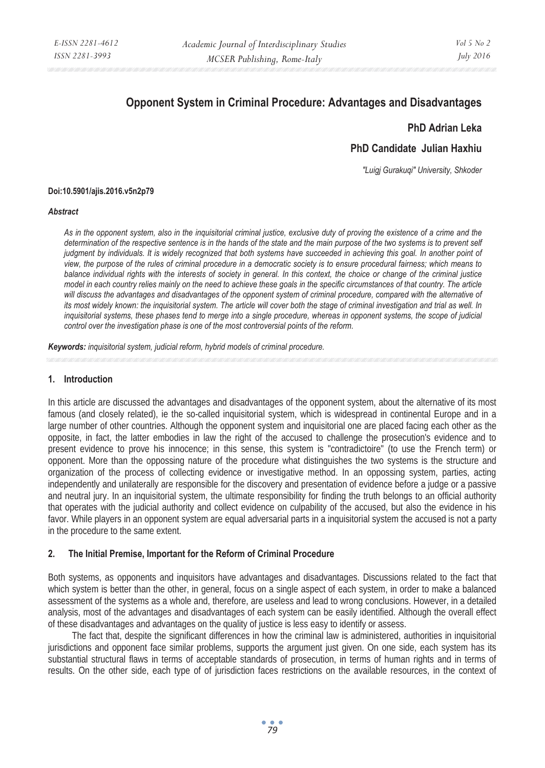# Opponent System in Criminal Procedure: Advantages and Disadvantages

**PhD Adrian Leka**

**PhD Candidate Julian Haxhiu**

*"Luigj Gurakuqi" University, Shkoder*

**Doi:10.5901/ajis.2016.v5n2p79**

***Abstract***

*As in the opponent system, also in the inquisitorial criminal justice, exclusive duty of proving the existence of a crime and the determination of the respective sentence is in the hands of the state and the main purpose of the two systems is to prevent self judgment by individuals. It is widely recognized that both systems have succeeded in achieving this goal. In another point of view, the purpose of the rules of criminal procedure in a democratic society is to ensure procedural fairness; which means to balance individual rights with the interests of society in general. In this context, the choice or change of the criminal justice model in each country relies mainly on the need to achieve these goals in the specific circumstances of that country. The article will discuss the advantages and disadvantages of the opponent system of criminal procedure, compared with the alternative of its most widely known: the inquisitorial system. The article will cover both the stage of criminal investigation and trial as well. In inquisitorial systems, these phases tend to merge into a single procedure, whereas in opponent systems, the scope of judicial control over the investigation phase is one of the most controversial points of the reform.*

***Keywords:*** *inquisitorial system, judicial reform, hybrid models of criminal procedure.*

## 1. Introduction

In this article are discussed the advantages and disadvantages of the opponent system, about the alternative of its most famous (and closely related), ie the so-called inquisitorial system, which is widespread in continental Europe and in a large number of other countries. Although the opponent system and inquisitorial one are placed facing each other as the opposite, in fact, the latter embodies in law the right of the accused to challenge the prosecution's evidence and to present evidence to prove his innocence; in this sense, this system is "contradictoire" (to use the French term) or opponent. More than the oppossing nature of the procedure what distinguishes the two systems is the structure and organization of the process of collecting evidence or investigative method. In an oppossing system, parties, acting independently and unilaterally are responsible for the discovery and presentation of evidence before a judge or a passive and neutral jury. In an inquisitorial system, the ultimate responsibility for finding the truth belongs to an official authority that operates with the judicial authority and collect evidence on culpability of the accused, but also the evidence in his favor. While players in an opponent system are equal adversarial parts in a inquisitorial system the accused is not a party in the procedure to the same extent.

## 2. The Initial Premise, Important for the Reform of Criminal Procedure

Both systems, as opponents and inquisitors have advantages and disadvantages. Discussions related to the fact that which system is better than the other, in general, focus on a single aspect of each system, in order to make a balanced assessment of the systems as a whole and, therefore, are useless and lead to wrong conclusions. However, in a detailed analysis, most of the advantages and disadvantages of each system can be easily identified. Although the overall effect of these disadvantages and advantages on the quality of justice is less easy to identify or assess.

The fact that, despite the significant differences in how the criminal law is administered, authorities in inquisitorial jurisdictions and opponent face similar problems, supports the argument just given. On one side, each system has its substantial structural flaws in terms of acceptable standards of prosecution, in terms of human rights and in terms of results. On the other side, each type of of jurisdiction faces restrictions on the available resources, in the context of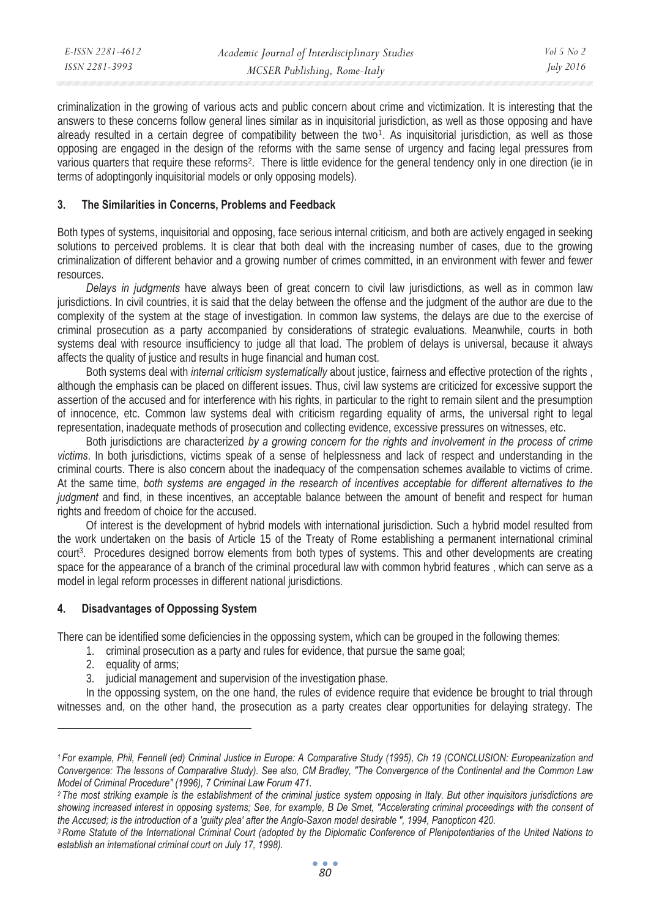criminalization in the growing of various acts and public concern about crime and victimization. It is interesting that the answers to these concerns follow general lines similar as in inquisitorial jurisdiction, as well as those opposing and have already resulted in a certain degree of compatibility between the two[1]. As inquisitorial jurisdiction, as well as those opposing are engaged in the design of the reforms with the same sense of urgency and facing legal pressures from various quarters that require these reforms[2]. There is little evidence for the general tendency only in one direction (ie in terms of adoptingonly inquisitorial models or only opposing models).

## 3. The Similarities in Concerns, Problems and Feedback

Both types of systems, inquisitorial and opposing, face serious internal criticism, and both are actively engaged in seeking solutions to perceived problems. It is clear that both deal with the increasing number of cases, due to the growing criminalization of different behavior and a growing number of crimes committed, in an environment with fewer and fewer resources.

*Delays in judgments* have always been of great concern to civil law jurisdictions, as well as in common law jurisdictions. In civil countries, it is said that the delay between the offense and the judgment of the author are due to the complexity of the system at the stage of investigation. In common law systems, the delays are due to the exercise of criminal prosecution as a party accompanied by considerations of strategic evaluations. Meanwhile, courts in both systems deal with resource insufficiency to judge all that load. The problem of delays is universal, because it always affects the quality of justice and results in huge financial and human cost.

Both systems deal with *internal criticism systematically* about justice, fairness and effective protection of the rights , although the emphasis can be placed on different issues. Thus, civil law systems are criticized for excessive support the assertion of the accused and for interference with his rights, in particular to the right to remain silent and the presumption of innocence, etc. Common law systems deal with criticism regarding equality of arms, the universal right to legal representation, inadequate methods of prosecution and collecting evidence, excessive pressures on witnesses, etc.

Both jurisdictions are characterized *by a growing concern for the rights and involvement in the process of crime victims*. In both jurisdictions, victims speak of a sense of helplessness and lack of respect and understanding in the criminal courts. There is also concern about the inadequacy of the compensation schemes available to victims of crime. At the same time, *both systems are engaged in the research of incentives acceptable for different alternatives to the judgment* and find, in these incentives, an acceptable balance between the amount of benefit and respect for human rights and freedom of choice for the accused.

Of interest is the development of hybrid models with international jurisdiction. Such a hybrid model resulted from the work undertaken on the basis of Article 15 of the Treaty of Rome establishing a permanent international criminal court[3]. Procedures designed borrow elements from both types of systems. This and other developments are creating space for the appearance of a branch of the criminal procedural law with common hybrid features , which can serve as a model in legal reform processes in different national jurisdictions.

## 4. Disadvantages of Oppossing System

There can be identified some deficiencies in the oppossing system, which can be grouped in the following themes:

1. criminal prosecution as a party and rules for evidence, that pursue the same goal;
2. equality of arms;
3. judicial management and supervision of the investigation phase.

In the oppossing system, on the one hand, the rules of evidence require that evidence be brought to trial through witnesses and, on the other hand, the prosecution as a party creates clear opportunities for delaying strategy. The

---

[1] *For example, Phil, Fennell (ed) Criminal Justice in Europe: A Comparative Study (1995), Ch 19 (CONCLUSION: Europeanization and Convergence: The lessons of Comparative Study). See also, CM Bradley, "The Convergence of the Continental and the Common Law Model of Criminal Procedure" (1996), 7 Criminal Law Forum 471.*

[2] *The most striking example is the establishment of the criminal justice system opposing in Italy. But other inquisitors jurisdictions are showing increased interest in opposing systems; See, for example, B De Smet, "Accelerating criminal proceedings with the consent of the Accused; is the introduction of a 'guilty plea' after the Anglo-Saxon model desirable ", 1994, Panopticon 420.*

[3] *Rome Statute of the International Criminal Court (adopted by the Diplomatic Conference of Plenipotentiaries of the United Nations to establish an international criminal court on July 17, 1998).*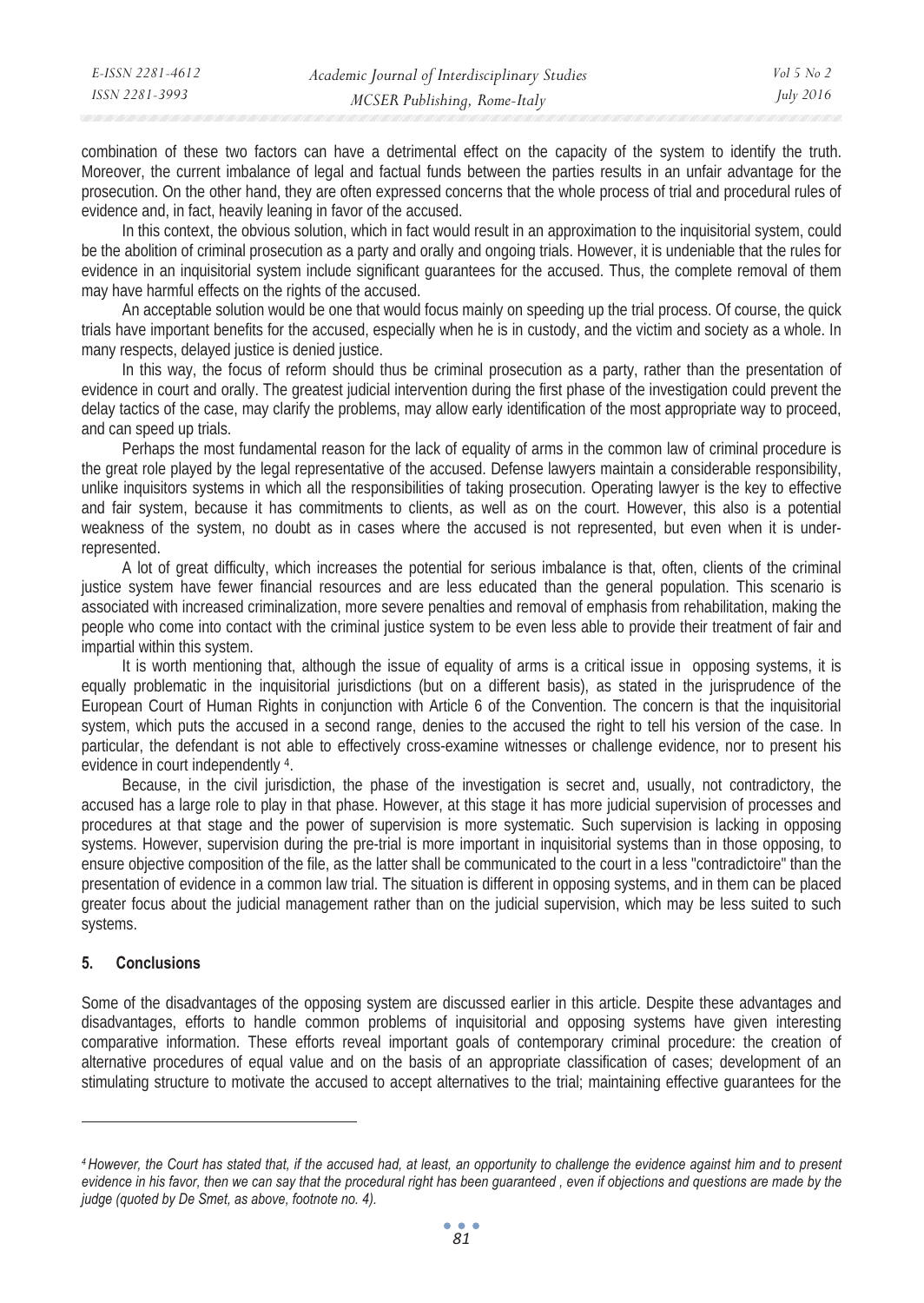combination of these two factors can have a detrimental effect on the capacity of the system to identify the truth. Moreover, the current imbalance of legal and factual funds between the parties results in an unfair advantage for the prosecution. On the other hand, they are often expressed concerns that the whole process of trial and procedural rules of evidence and, in fact, heavily leaning in favor of the accused.

In this context, the obvious solution, which in fact would result in an approximation to the inquisitorial system, could be the abolition of criminal prosecution as a party and orally and ongoing trials. However, it is undeniable that the rules for evidence in an inquisitorial system include significant guarantees for the accused. Thus, the complete removal of them may have harmful effects on the rights of the accused.

An acceptable solution would be one that would focus mainly on speeding up the trial process. Of course, the quick trials have important benefits for the accused, especially when he is in custody, and the victim and society as a whole. In many respects, delayed justice is denied justice.

In this way, the focus of reform should thus be criminal prosecution as a party, rather than the presentation of evidence in court and orally. The greatest judicial intervention during the first phase of the investigation could prevent the delay tactics of the case, may clarify the problems, may allow early identification of the most appropriate way to proceed, and can speed up trials.

Perhaps the most fundamental reason for the lack of equality of arms in the common law of criminal procedure is the great role played by the legal representative of the accused. Defense lawyers maintain a considerable responsibility, unlike inquisitors systems in which all the responsibilities of taking prosecution. Operating lawyer is the key to effective and fair system, because it has commitments to clients, as well as on the court. However, this also is a potential weakness of the system, no doubt as in cases where the accused is not represented, but even when it is under-represented.

A lot of great difficulty, which increases the potential for serious imbalance is that, often, clients of the criminal justice system have fewer financial resources and are less educated than the general population. This scenario is associated with increased criminalization, more severe penalties and removal of emphasis from rehabilitation, making the people who come into contact with the criminal justice system to be even less able to provide their treatment of fair and impartial within this system.

It is worth mentioning that, although the issue of equality of arms is a critical issue in opposing systems, it is equally problematic in the inquisitorial jurisdictions (but on a different basis), as stated in the jurisprudence of the European Court of Human Rights in conjunction with Article 6 of the Convention. The concern is that the inquisitorial system, which puts the accused in a second range, denies to the accused the right to tell his version of the case. In particular, the defendant is not able to effectively cross-examine witnesses or challenge evidence, nor to present his evidence in court independently [4].

Because, in the civil jurisdiction, the phase of the investigation is secret and, usually, not contradictory, the accused has a large role to play in that phase. However, at this stage it has more judicial supervision of processes and procedures at that stage and the power of supervision is more systematic. Such supervision is lacking in opposing systems. However, supervision during the pre-trial is more important in inquisitorial systems than in those opposing, to ensure objective composition of the file, as the latter shall be communicated to the court in a less "contradictoire" than the presentation of evidence in a common law trial. The situation is different in opposing systems, and in them can be placed greater focus about the judicial management rather than on the judicial supervision, which may be less suited to such systems.

## 5. Conclusions

Some of the disadvantages of the opposing system are discussed earlier in this article. Despite these advantages and disadvantages, efforts to handle common problems of inquisitorial and opposing systems have given interesting comparative information. These efforts reveal important goals of contemporary criminal procedure: the creation of alternative procedures of equal value and on the basis of an appropriate classification of cases; development of an stimulating structure to motivate the accused to accept alternatives to the trial; maintaining effective guarantees for the

---

*[4] However, the Court has stated that, if the accused had, at least, an opportunity to challenge the evidence against him and to present evidence in his favor, then we can say that the procedural right has been guaranteed , even if objections and questions are made by the judge (quoted by De Smet, as above, footnote no. 4).*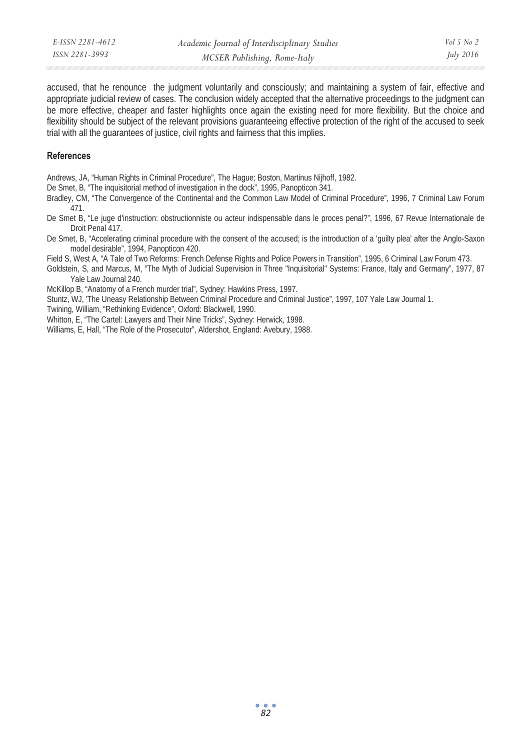accused, that he renounce the judgment voluntarily and consciously; and maintaining a system of fair, effective and appropriate judicial review of cases. The conclusion widely accepted that the alternative proceedings to the judgment can be more effective, cheaper and faster highlights once again the existing need for more flexibility. But the choice and flexibility should be subject of the relevant provisions guaranteeing effective protection of the right of the accused to seek trial with all the guarantees of justice, civil rights and fairness that this implies.

## References

Andrews, JA, "Human Rights in Criminal Procedure", The Hague; Boston, Martinus Nijhoff, 1982.

De Smet, B, "The inquisitorial method of investigation in the dock", 1995, Panopticon 341.

Bradley, CM, "The Convergence of the Continental and the Common Law Model of Criminal Procedure", 1996, 7 Criminal Law Forum 471.

De Smet B, "Le juge d'instruction: obstructionniste ou acteur indispensable dans le proces penal?", 1996, 67 Revue Internationale de Droit Penal 417.

De Smet, B, "Accelerating criminal procedure with the consent of the accused; is the introduction of a 'guilty plea' after the Anglo-Saxon model desirable", 1994, Panopticon 420.

Field S, West A, "A Tale of Two Reforms: French Defense Rights and Police Powers in Transition", 1995, 6 Criminal Law Forum 473.

Goldstein, S, and Marcus, M, "The Myth of Judicial Supervision in Three "Inquisitorial" Systems: France, Italy and Germany", 1977, 87 Yale Law Journal 240.

McKillop B, "Anatomy of a French murder trial", Sydney: Hawkins Press, 1997.

Stuntz, WJ, 'The Uneasy Relationship Between Criminal Procedure and Criminal Justice", 1997, 107 Yale Law Journal 1.

Twining, William, "Rethinking Evidence", Oxford: Blackwell, 1990.

Whitton, E, "The Cartel: Lawyers and Their Nine Tricks", Sydney: Herwick, 1998.

Williams, E, Hall, "The Role of the Prosecutor", Aldershot, England: Avebury, 1988.